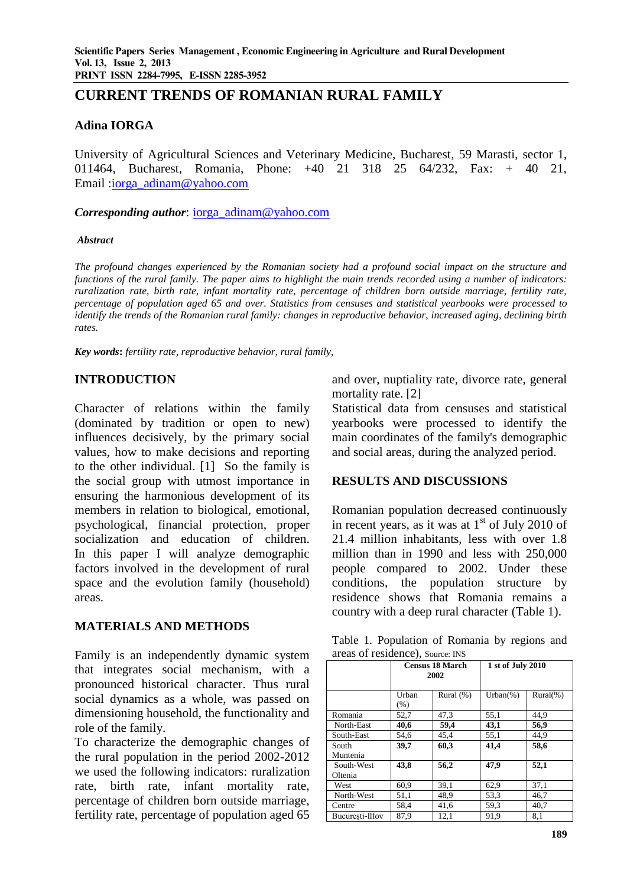# CURRENT TRENDS OF ROMANIAN RURAL FAMILY

## Adina IORGA

University of Agricultural Sciences and Veterinary Medicine, Bucharest, 59 Marasti, sector 1, 011464, Bucharest, Romania, Phone: +40 21 318 25 64/232, Fax: + 40 21, Email :iorga_adinam@yahoo.com

***Corresponding author***: iorga_adinam@yahoo.com

***Abstract***

*The profound changes experienced by the Romanian society had a profound social impact on the structure and functions of the rural family. The paper aims to highlight the main trends recorded using a number of indicators: ruralization rate, birth rate, infant mortality rate, percentage of children born outside marriage, fertility rate, percentage of population aged 65 and over. Statistics from censuses and statistical yearbooks were processed to identify the trends of the Romanian rural family: changes in reproductive behavior, increased aging, declining birth rates.*

***Key words***: *fertility rate, reproductive behavior, rural family,*

## INTRODUCTION

Character of relations within the family (dominated by tradition or open to new) influences decisively, by the primary social values, how to make decisions and reporting to the other individual. [1] So the family is the social group with utmost importance in ensuring the harmonious development of its members in relation to biological, emotional, psychological, financial protection, proper socialization and education of children. In this paper I will analyze demographic factors involved in the development of rural space and the evolution family (household) areas.

## MATERIALS AND METHODS

Family is an independently dynamic system that integrates social mechanism, with a pronounced historical character. Thus rural social dynamics as a whole, was passed on dimensioning household, the functionality and role of the family.

To characterize the demographic changes of the rural population in the period 2002-2012 we used the following indicators: ruralization rate, birth rate, infant mortality rate, percentage of children born outside marriage, fertility rate, percentage of population aged 65 and over, nuptiality rate, divorce rate, general mortality rate. [2]

Statistical data from censuses and statistical yearbooks were processed to identify the main coordinates of the family's demographic and social areas, during the analyzed period.

## RESULTS AND DISCUSSIONS

Romanian population decreased continuously in recent years, as it was at 1st of July 2010 of 21.4 million inhabitants, less with over 1.8 million than in 1990 and less with 250,000 people compared to 2002. Under these conditions, the population structure by residence shows that Romania remains a country with a deep rural character (Table 1).

Table 1. Population of Romania by regions and areas of residence), Source: INS

| | **Census 18 March 2002** | | **1 st of July 2010** | |
|---|---|---|---|---|
| | Urban (%) | Rural (%) | Urban(%) | Rural(%) |
| Romania | 52,7 | 47,3 | 55,1 | 44,9 |
| North-East | **40,6** | **59,4** | **43,1** | **56,9** |
| South-East | 54,6 | 45,4 | 55,1 | 44,9 |
| South Muntenia | **39,7** | **60,3** | **41,4** | **58,6** |
| South-West Oltenia | **43,8** | **56,2** | **47,9** | **52,1** |
| West | 60,9 | 39,1 | 62,9 | 37,1 |
| North-West | 51,1 | 48,9 | 53,3 | 46,7 |
| Centre | 58,4 | 41,6 | 59,3 | 40,7 |
| București-Ilfov | 87,9 | 12,1 | 91,9 | 8,1 |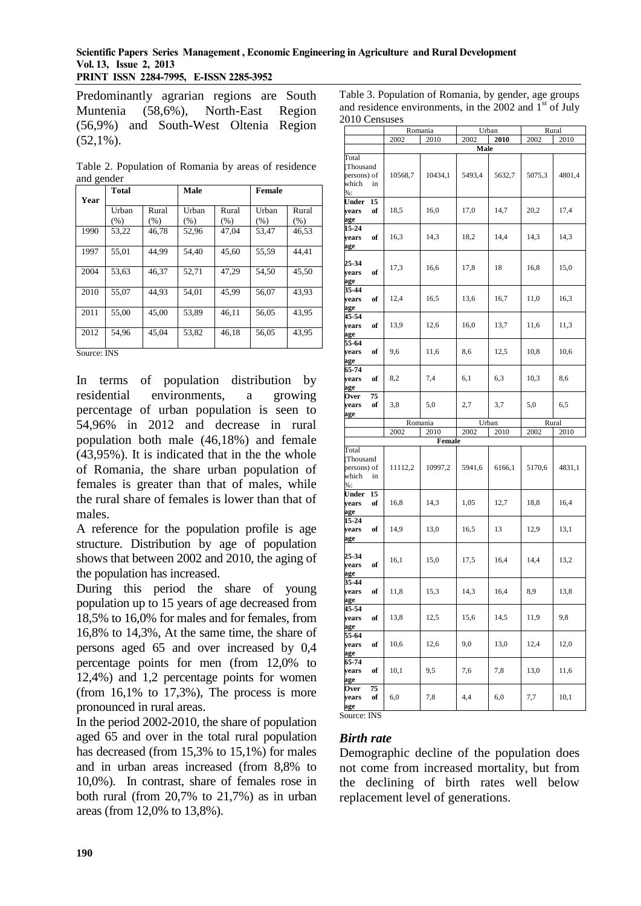Predominantly agrarian regions are South Muntenia (58,6%), North-East Region (56,9%) and South-West Oltenia Region (52,1%).

Table 2. Population of Romania by areas of residence and gender

| Year | Total | | Male | | Female | |
|---|---|---|---|---|---|---|
| | Urban (%) | Rural (%) | Urban (%) | Rural (%) | Urban (%) | Rural (%) |
| 1990 | 53,22 | 46,78 | 52,96 | 47,04 | 53,47 | 46,53 |
| 1997 | 55,01 | 44,99 | 54,40 | 45,60 | 55,59 | 44,41 |
| 2004 | 53,63 | 46,37 | 52,71 | 47,29 | 54,50 | 45,50 |
| 2010 | 55,07 | 44,93 | 54,01 | 45,99 | 56,07 | 43,93 |
| 2011 | 55,00 | 45,00 | 53,89 | 46,11 | 56,05 | 43,95 |
| 2012 | 54,96 | 45,04 | 53,82 | 46,18 | 56,05 | 43,95 |

Source: INS

In terms of population distribution by residential environments, a growing percentage of urban population is seen to 54,96% in 2012 and decrease in rural population both male (46,18%) and female (43,95%). It is indicated that in the the whole of Romania, the share urban population of females is greater than that of males, while the rural share of females is lower than that of males.

A reference for the population profile is age structure. Distribution by age of population shows that between 2002 and 2010, the aging of the population has increased.

During this period the share of young population up to 15 years of age decreased from 18,5% to 16,0% for males and for females, from 16,8% to 14,3%, At the same time, the share of persons aged 65 and over increased by 0,4 percentage points for men (from 12,0% to 12,4%) and 1,2 percentage points for women (from 16,1% to 17,3%), The process is more pronounced in rural areas.

In the period 2002-2010, the share of population aged 65 and over in the total rural population has decreased (from 15,3% to 15,1%) for males and in urban areas increased (from 8,8% to 10,0%). In contrast, share of females rose in both rural (from 20,7% to 21,7%) as in urban areas (from 12,0% to 13,8%).

Table 3. Population of Romania, by gender, age groups and residence environments, in the 2002 and 1st of July 2010 Censuses

| | Romania | | Urban | | Rural | |
|---|---|---|---|---|---|---|
| | 2002 | 2010 | 2002 | 2010 | 2002 | 2010 |
| | **Male** | | | | | |
| Total (Thousand persons) of which in %: | 10568,7 | 10434,1 | 5493,4 | 5632,7 | 5075,3 | 4801,4 |
| **Under 15 years of age** | 18,5 | 16,0 | 17,0 | 14,7 | 20,2 | 17,4 |
| **15-24 years of age** | 16,3 | 14,3 | 18,2 | 14,4 | 14,3 | 14,3 |
| **25-34 years of age** | 17,3 | 16,6 | 17,8 | 18 | 16,8 | 15,0 |
| **35-44 years of age** | 12,4 | 16,5 | 13,6 | 16,7 | 11,0 | 16,3 |
| **45-54 years of age** | 13,9 | 12,6 | 16,0 | 13,7 | 11,6 | 11,3 |
| **55-64 years of age** | 9,6 | 11,6 | 8,6 | 12,5 | 10,8 | 10,6 |
| **65-74 years of age** | 8,2 | 7,4 | 6,1 | 6,3 | 10,3 | 8,6 |
| **Over 75 years of age** | 3,8 | 5,0 | 2,7 | 3,7 | 5,0 | 6,5 |
| | Romania | | Urban | | Rural | |
| | 2002 | 2010 | 2002 | 2010 | 2002 | 2010 |
| | **Female** | | | | | |
| Total (Thousand persons) of which in %: | 11112,2 | 10997,2 | 5941,6 | 6166,1 | 5170,6 | 4831,1 |
| **Under 15 years of age** | 16,8 | 14,3 | 1,05 | 12,7 | 18,8 | 16,4 |
| **15-24 years of age** | 14,9 | 13,0 | 16,5 | 13 | 12,9 | 13,1 |
| **25-34 years of age** | 16,1 | 15,0 | 17,5 | 16,4 | 14,4 | 13,2 |
| **35-44 years of age** | 11,8 | 15,3 | 14,3 | 16,4 | 8,9 | 13,8 |
| **45-54 years of age** | 13,8 | 12,5 | 15,6 | 14,5 | 11,9 | 9,8 |
| **55-64 years of age** | 10,6 | 12,6 | 9,0 | 13,0 | 12,4 | 12,0 |
| **65-74 years of age** | 10,1 | 9,5 | 7,6 | 7,8 | 13,0 | 11,6 |
| **Over 75 years of age** | 6,0 | 7,8 | 4,4 | 6,0 | 7,7 | 10,1 |

Source: INS

### *Birth rate*

Demographic decline of the population does not come from increased mortality, but from the declining of birth rates well below replacement level of generations.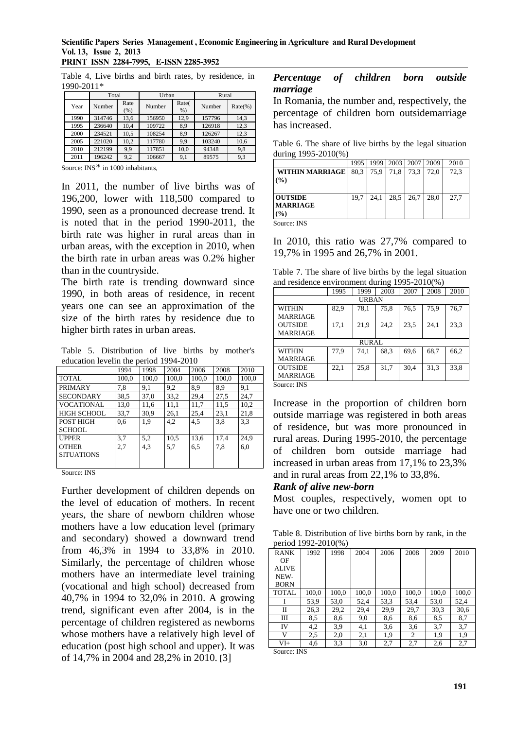Table 4, Live births and birth rates, by residence, in 1990-2011*

| | Total | | Urban | | Rural | |
|---|---|---|---|---|---|---|
| Year | Number | Rate (%) | Number | Rate(%) | Number | Rate(%) |
| 1990 | 314746 | 13,6 | 156950 | 12,9 | 157796 | 14,3 |
| 1995 | 236640 | 10,4 | 109722 | 8,9 | 126918 | 12,3 |
| 2000 | 234521 | 10,5 | 108254 | 8,9 | 126267 | 12,3 |
| 2005 | 221020 | 10,2 | 117780 | 9,9 | 103240 | 10,6 |
| 2010 | 212199 | 9,9 | 117851 | 10,0 | 94348 | 9,8 |
| 2011 | 196242 | 9,2 | 106667 | 9,1 | 89575 | 9,3 |

Source: INS* in 1000 inhabitants,

In 2011, the number of live births was of 196,200, lower with 118,500 compared to 1990, seen as a pronounced decrease trend. It is noted that in the period 1990-2011, the birth rate was higher in rural areas than in urban areas, with the exception in 2010, when the birth rate in urban areas was 0.2% higher than in the countryside.

The birth rate is trending downward since 1990, in both areas of residence, in recent years one can see an approximation of the size of the birth rates by residence due to higher birth rates in urban areas.

Table 5. Distribution of live births by mother's education levelin the period 1994-2010

| | 1994 | 1998 | 2004 | 2006 | 2008 | 2010 |
|---|---|---|---|---|---|---|
| TOTAL | 100,0 | 100,0 | 100,0 | 100,0 | 100,0 | 100,0 |
| PRIMARY | 7,8 | 9,1 | 9,2 | 8,9 | 8,9 | 9,1 |
| SECONDARY | 38,5 | 37,0 | 33,2 | 29,4 | 27,5 | 24,7 |
| VOCATIONAL | 13,0 | 11,6 | 11,1 | 11,7 | 11,5 | 10,2 |
| HIGH SCHOOL | 33,7 | 30,9 | 26,1 | 25,4 | 23,1 | 21,8 |
| POST HIGH SCHOOL | 0,6 | 1,9 | 4,2 | 4,5 | 3,8 | 3,3 |
| UPPER | 3,7 | 5,2 | 10,5 | 13,6 | 17,4 | 24,9 |
| OTHER SITUATIONS | 2,7 | 4,3 | 5,7 | 6,5 | 7,8 | 6,0 |

Source: INS

Further development of children depends on the level of education of mothers. In recent years, the share of newborn children whose mothers have a low education level (primary and secondary) showed a downward trend from 46,3% in 1994 to 33,8% in 2010. Similarly, the percentage of children whose mothers have an intermediate level training (vocational and high school) decreased from 40,7% in 1994 to 32,0% in 2010. A growing trend, significant even after 2004, is in the percentage of children registered as newborns whose mothers have a relatively high level of education (post high school and upper). It was of 14,7% in 2004 and 28,2% in 2010. [3]

### *Percentage of children born outside marriage*

In Romania, the number and, respectively, the percentage of children born outsidemarriage has increased.

Table 6. The share of live births by the legal situation during 1995-2010(%)

| | 1995 | 1999 | 2003 | 2007 | 2009 | 2010 |
|---|---|---|---|---|---|---|
| **WITHIN MARRIAGE (%)** | 80,3 | 75,9 | 71,8 | 73,3 | 72,0 | 72,3 |
| **OUTSIDE MARRIAGE (%)** | 19,7 | 24,1 | 28,5 | 26,7 | 28,0 | 27,7 |

Source: INS

In 2010, this ratio was 27,7% compared to 19,7% in 1995 and 26,7% in 2001.

Table 7. The share of live births by the legal situation and residence environment during 1995-2010(%)

| | 1995 | 1999 | 2003 | 2007 | 2008 | 2010 |
|---|---|---|---|---|---|---|
| URBAN | | | | | | |
| WITHIN MARRIAGE | 82,9 | 78,1 | 75,8 | 76,5 | 75,9 | 76,7 |
| OUTSIDE MARRIAGE | 17,1 | 21,9 | 24,2 | 23,5 | 24,1 | 23,3 |
| RURAL | | | | | | |
| WITHIN MARRIAGE | 77,9 | 74,1 | 68,3 | 69,6 | 68,7 | 66,2 |
| OUTSIDE MARRIAGE | 22,1 | 25,8 | 31,7 | 30,4 | 31,3 | 33,8 |

Source: INS

Increase in the proportion of children born outside marriage was registered in both areas of residence, but was more pronounced in rural areas. During 1995-2010, the percentage of children born outside marriage had increased in urban areas from 17,1% to 23,3% and in rural areas from 22,1% to 33,8%.

### *Rank of alive new-born*

Most couples, respectively, women opt to have one or two children.

Table 8. Distribution of live births born by rank, in the period 1992-2010(%)

| RANK OF ALIVE NEW-BORN | 1992 | 1998 | 2004 | 2006 | 2008 | 2009 | 2010 |
|---|---|---|---|---|---|---|---|
| TOTAL | 100,0 | 100,0 | 100,0 | 100,0 | 100,0 | 100,0 | 100,0 |
| I | 53,9 | 53,0 | 52,4 | 53,3 | 53,4 | 53,0 | 52,4 |
| II | 26,3 | 29,2 | 29,4 | 29,9 | 29,7 | 30,3 | 30,6 |
| III | 8,5 | 8,6 | 9,0 | 8,6 | 8,6 | 8,5 | 8,7 |
| IV | 4,2 | 3,9 | 4,1 | 3,6 | 3,6 | 3,7 | 3,7 |
| V | 2,5 | 2,0 | 2,1 | 1,9 | 2 | 1,9 | 1,9 |
| VI+ | 4,6 | 3,3 | 3,0 | 2,7 | 2,7 | 2,6 | 2,7 |

Source: INS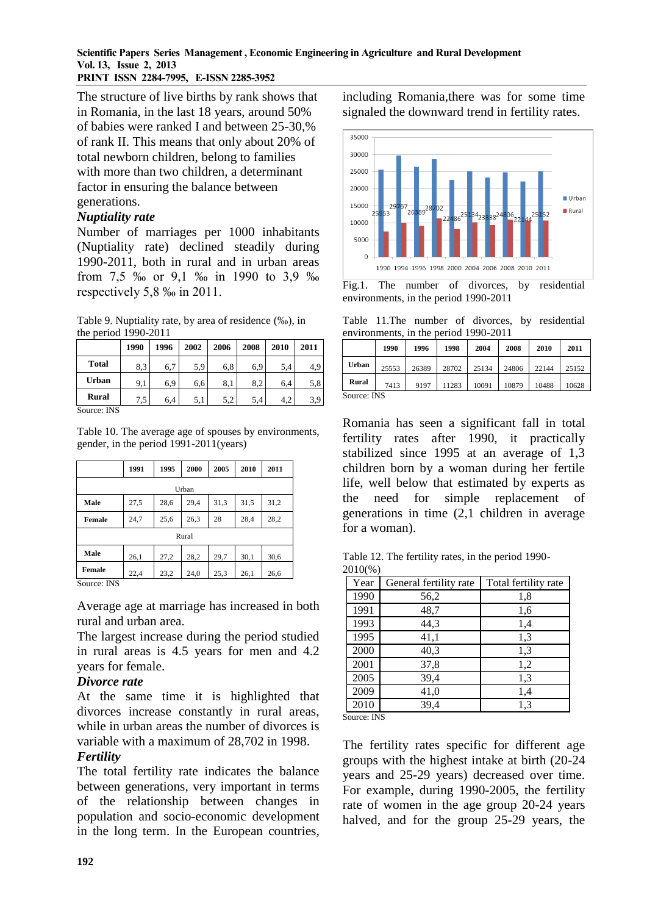The structure of live births by rank shows that in Romania, in the last 18 years, around 50% of babies were ranked I and between 25-30,% of rank II. This means that only about 20% of total newborn children, belong to families with more than two children, a determinant factor in ensuring the balance between generations.

***Nuptiality rate***

Number of marriages per 1000 inhabitants (Nuptiality rate) declined steadily during 1990-2011, both in rural and in urban areas from 7,5 ‰ or 9,1 ‰ in 1990 to 3,9 ‰ respectively 5,8 ‰ in 2011.

Table 9. Nuptiality rate, by area of residence (‰), in the period 1990-2011

| | 1990 | 1996 | 2002 | 2006 | 2008 | 2010 | 2011 |
|---|---|---|---|---|---|---|---|
| **Total** | 8,3 | 6,7 | 5,9 | 6,8 | 6,9 | 5,4 | 4,9 |
| **Urban** | 9,1 | 6,9 | 6,6 | 8,1 | 8,2 | 6,4 | 5,8 |
| **Rural** | 7,5 | 6,4 | 5,1 | 5,2 | 5,4 | 4,2 | 3,9 |

Source: INS

Table 10. The average age of spouses by environments, gender, in the period 1991-2011(years)

| | 1991 | 1995 | 2000 | 2005 | 2010 | 2011 |
|---|---|---|---|---|---|---|
| Urban | | | | | | |
| **Male** | 27,5 | 28,6 | 29,4 | 31,3 | 31,5 | 31,2 |
| **Female** | 24,7 | 25,6 | 26,3 | 28 | 28,4 | 28,2 |
| Rural | | | | | | |
| **Male** | 26,1 | 27,2 | 28,2 | 29,7 | 30,1 | 30,6 |
| **Female** | 22,4 | 23,2 | 24,0 | 25,3 | 26,1 | 26,6 |

Source: INS

Average age at marriage has increased in both rural and urban area.

The largest increase during the period studied in rural areas is 4.5 years for men and 4.2 years for female.

***Divorce rate***

At the same time it is highlighted that divorces increase constantly in rural areas, while in urban areas the number of divorces is variable with a maximum of 28,702 in 1998.

***Fertility***

The total fertility rate indicates the balance between generations, very important in terms of the relationship between changes in population and socio-economic development in the long term. In the European countries, including Romania,there was for some time signaled the downward trend in fertility rates.

Fig.1. The number of divorces, by residential environments, in the period 1990-2011

Table 11.The number of divorces, by residential environments, in the period 1990-2011

| | 1990 | 1996 | 1998 | 2004 | 2008 | 2010 | 2011 |
|---|---|---|---|---|---|---|---|
| **Urban** | 25553 | 26389 | 28702 | 25134 | 24806 | 22144 | 25152 |
| **Rural** | 7413 | 9197 | 11283 | 10091 | 10879 | 10488 | 10628 |

Source: INS

Romania has seen a significant fall in total fertility rates after 1990, it practically stabilized since 1995 at an average of 1,3 children born by a woman during her fertile life, well below that estimated by experts as the need for simple replacement of generations in time (2,1 children in average for a woman).

Table 12. The fertility rates, in the period 1990-2010(%)

| Year | General fertility rate | Total fertility rate |
|---|---|---|
| 1990 | 56,2 | 1,8 |
| 1991 | 48,7 | 1,6 |
| 1993 | 44,3 | 1,4 |
| 1995 | 41,1 | 1,3 |
| 2000 | 40,3 | 1,3 |
| 2001 | 37,8 | 1,2 |
| 2005 | 39,4 | 1,3 |
| 2009 | 41,0 | 1,4 |
| 2010 | 39,4 | 1,3 |

Source: INS

The fertility rates specific for different age groups with the highest intake at birth (20-24 years and 25-29 years) decreased over time. For example, during 1990-2005, the fertility rate of women in the age group 20-24 years halved, and for the group 25-29 years, the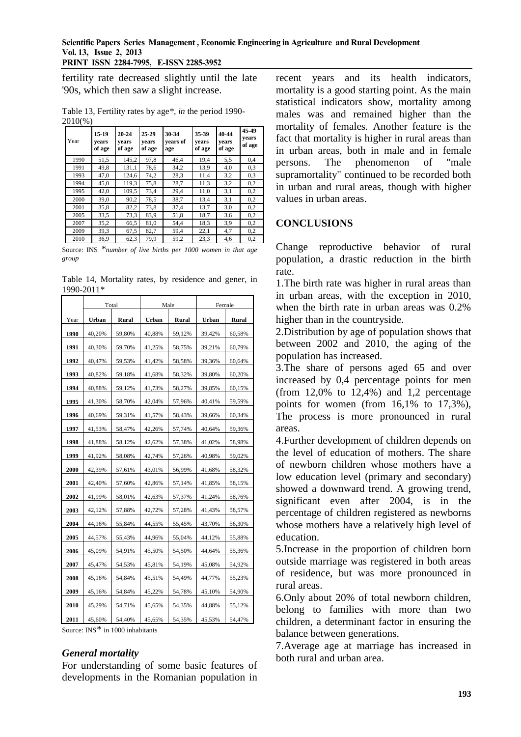fertility rate decreased slightly until the late '90s, which then saw a slight increase.

Table 13, Fertility rates by age*, *in* the period 1990-2010(%)

| Year | 15-19 years of age | 20-24 years of age | 25-29 years of age | 30-34 years of age | 35-39 years of age | 40-44 years of age | 45-49 years of age |
|---|---|---|---|---|---|---|---|
| 1990 | 51,5 | 145,2 | 97,8 | 46,4 | 19,4 | 5,5 | 0,4 |
| 1991 | 49,8 | 131,1 | 78,6 | 34,2 | 13,9 | 4,0 | 0,3 |
| 1993 | 47,0 | 124,6 | 74,2 | 28,3 | 11,4 | 3,2 | 0,3 |
| 1994 | 45,0 | 119,3 | 75,8 | 28,7 | 11,3 | 3,2 | 0,2 |
| 1995 | 42,0 | 109,5 | 73,4 | 29,4 | 11,0 | 3,1 | 0,2 |
| 2000 | 39,0 | 90,2 | 78,5 | 38,7 | 13,4 | 3,1 | 0,2 |
| 2001 | 35,8 | 82,2 | 73,8 | 37,4 | 13,7 | 3,0 | 0,2 |
| 2005 | 33,5 | 73,3 | 83,9 | 51,8 | 18,7 | 3,6 | 0,2 |
| 2007 | 35,2 | 66,5 | 81,0 | 54,4 | 18,3 | 3,9 | 0,2 |
| 2009 | 39,3 | 67,5 | 82,7 | 59,4 | 22,1 | 4,7 | 0,2 |
| 2010 | 36,9 | 62,3 | 79,9 | 59,2 | 23,3 | 4,6 | 0,2 |

Source: INS **number of live births per 1000 women in that age group*

Table 14, Mortality rates, by residence and gener, in 1990-2011*

| | Total | | Male | | Female | |
|---|---|---|---|---|---|---|
| Year | Urban | Rural | Urban | Rural | Urban | Rural |
| 1990 | 40,20% | 59,80% | 40,88% | 59,12% | 39,42% | 60,58% |
| 1991 | 40,30% | 59,70% | 41,25% | 58,75% | 39,21% | 60,79% |
| 1992 | 40,47% | 59,53% | 41,42% | 58,58% | 39,36% | 60,64% |
| 1993 | 40,82% | 59,18% | 41,68% | 58,32% | 39,80% | 60,20% |
| 1994 | 40,88% | 59,12% | 41,73% | 58,27% | 39,85% | 60,15% |
| 1995 | 41,30% | 58,70% | 42,04% | 57,96% | 40,41% | 59,59% |
| 1996 | 40,69% | 59,31% | 41,57% | 58,43% | 39,66% | 60,34% |
| 1997 | 41,53% | 58,47% | 42,26% | 57,74% | 40,64% | 59,36% |
| 1998 | 41,88% | 58,12% | 42,62% | 57,38% | 41,02% | 58,98% |
| 1999 | 41,92% | 58,08% | 42,74% | 57,26% | 40,98% | 59,02% |
| 2000 | 42,39% | 57,61% | 43,01% | 56,99% | 41,68% | 58,32% |
| 2001 | 42,40% | 57,60% | 42,86% | 57,14% | 41,85% | 58,15% |
| 2002 | 41,99% | 58,01% | 42,63% | 57,37% | 41,24% | 58,76% |
| 2003 | 42,12% | 57,88% | 42,72% | 57,28% | 41,43% | 58,57% |
| 2004 | 44,16% | 55,84% | 44,55% | 55,45% | 43,70% | 56,30% |
| 2005 | 44,57% | 55,43% | 44,96% | 55,04% | 44,12% | 55,88% |
| 2006 | 45,09% | 54,91% | 45,50% | 54,50% | 44,64% | 55,36% |
| 2007 | 45,47% | 54,53% | 45,81% | 54,19% | 45,08% | 54,92% |
| 2008 | 45,16% | 54,84% | 45,51% | 54,49% | 44,77% | 55,23% |
| 2009 | 45,16% | 54,84% | 45,22% | 54,78% | 45,10% | 54,90% |
| 2010 | 45,29% | 54,71% | 45,65% | 54,35% | 44,88% | 55,12% |
| 2011 | 45,60% | 54,40% | 45,65% | 54,35% | 45,53% | 54,47% |

Source: INS* in 1000 inhabitants

### *General mortality*

For understanding of some basic features of developments in the Romanian population in recent years and its health indicators, mortality is a good starting point. As the main statistical indicators show, mortality among males was and remained higher than the mortality of females. Another feature is the fact that mortality is higher in rural areas than in urban areas, both in male and in female persons. The phenomenon of "male supramortality" continued to be recorded both in urban and rural areas, though with higher values in urban areas.

## CONCLUSIONS

Change reproductive behavior of rural population, a drastic reduction in the birth rate.

1.The birth rate was higher in rural areas than in urban areas, with the exception in 2010, when the birth rate in urban areas was 0.2% higher than in the countryside.

2.Distribution by age of population shows that between 2002 and 2010, the aging of the population has increased.

3.The share of persons aged 65 and over increased by 0,4 percentage points for men (from 12,0% to 12,4%) and 1,2 percentage points for women (from 16,1% to 17,3%), The process is more pronounced in rural areas.

4.Further development of children depends on the level of education of mothers. The share of newborn children whose mothers have a low education level (primary and secondary) showed a downward trend. A growing trend, significant even after 2004, is in the percentage of children registered as newborns whose mothers have a relatively high level of education.

5.Increase in the proportion of children born outside marriage was registered in both areas of residence, but was more pronounced in rural areas.

6.Only about 20% of total newborn children, belong to families with more than two children, a determinant factor in ensuring the balance between generations.

7.Average age at marriage has increased in both rural and urban area.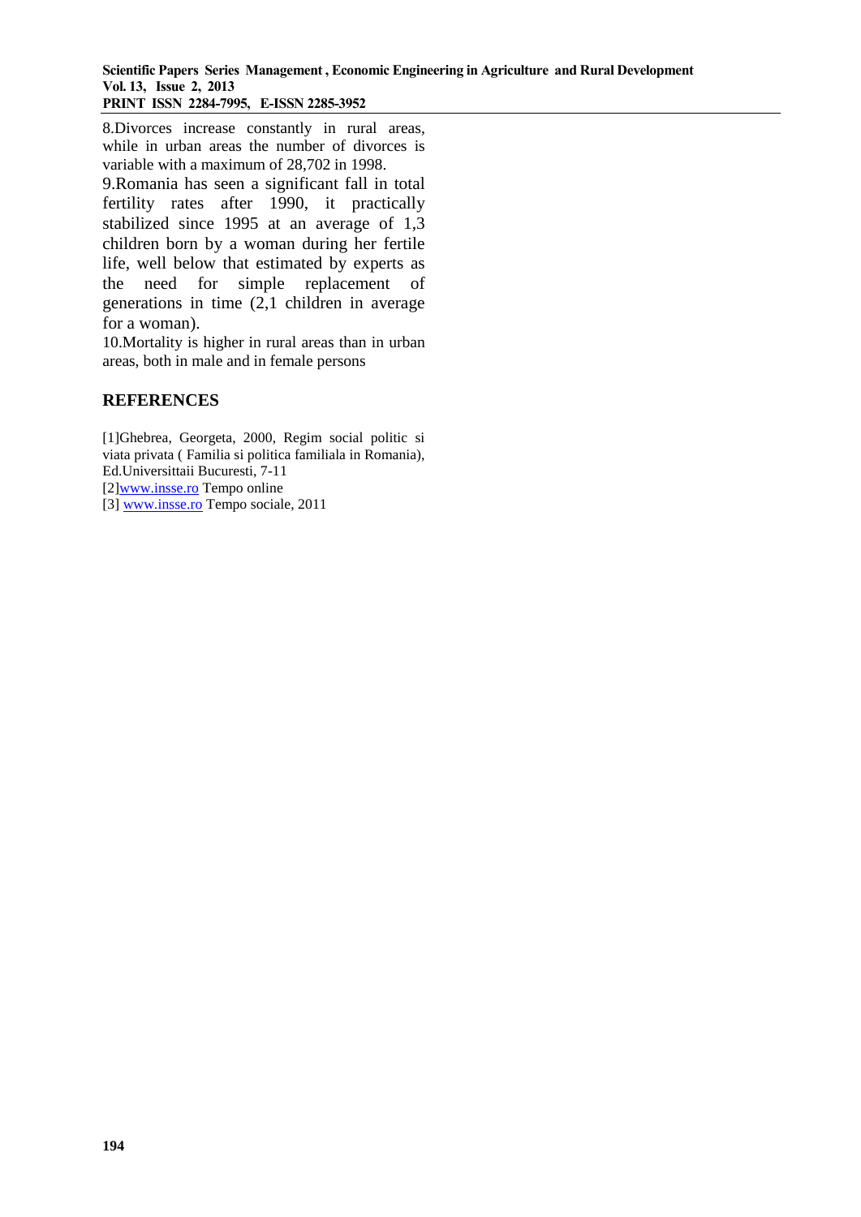8.Divorces increase constantly in rural areas, while in urban areas the number of divorces is variable with a maximum of 28,702 in 1998.

9.Romania has seen a significant fall in total fertility rates after 1990, it practically stabilized since 1995 at an average of 1,3 children born by a woman during her fertile life, well below that estimated by experts as the need for simple replacement of generations in time (2,1 children in average for a woman).

10.Mortality is higher in rural areas than in urban areas, both in male and in female persons

## REFERENCES

[1]Ghebrea, Georgeta, 2000, Regim social politic si viata privata ( Familia si politica familiala in Romania), Ed.Universittaii Bucuresti, 7-11

[2]www.insse.ro Tempo online

[3] www.insse.ro Tempo sociale, 2011